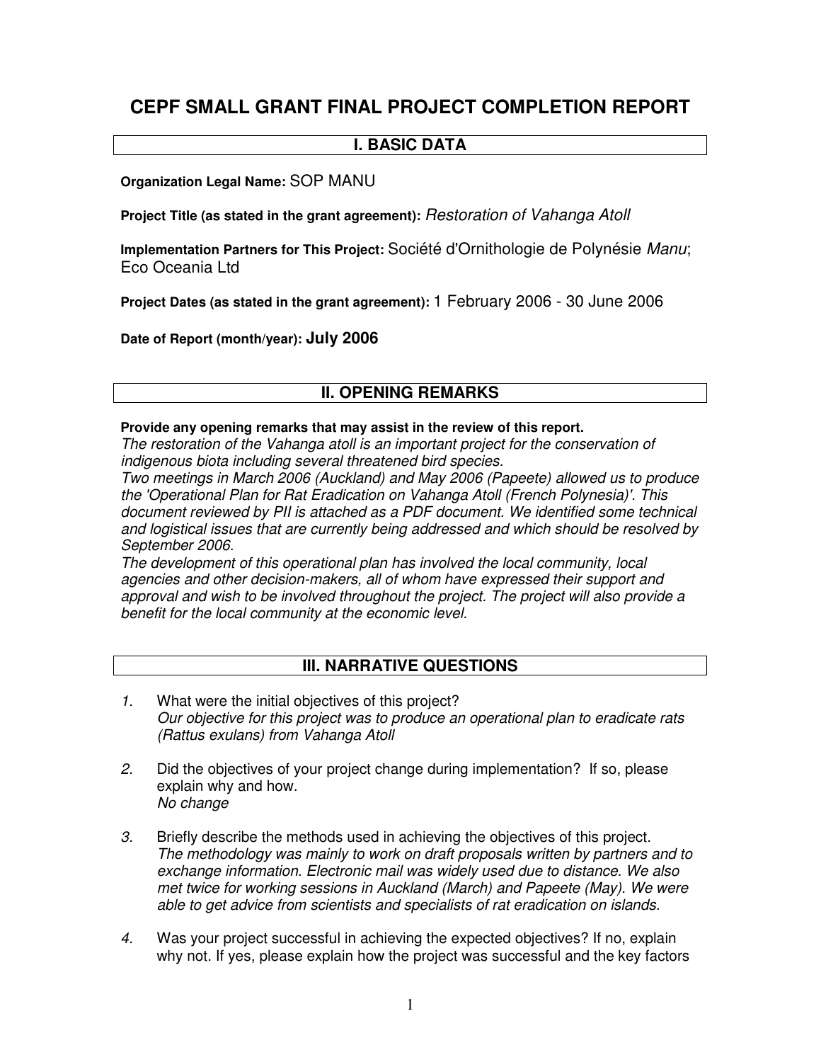# CEPF SMALL GRANT FINAL PROJECT COMPLETION REPORT

## I. BASIC DATA

**Organization Legal Name:** SOP MANU

**Project Title (as stated in the grant agreement):** *Restoration of Vahanga Atoll*

**Implementation Partners for This Project:** Société d'Ornithologie de Polynésie *Manu*; Eco Oceania Ltd

**Project Dates (as stated in the grant agreement):** 1 February 2006 - 30 June 2006

**Date of Report (month/year): July 2006**

## II. OPENING REMARKS

**Provide any opening remarks that may assist in the review of this report.**

*The restoration of the Vahanga atoll is an important project for the conservation of indigenous biota including several threatened bird species.*

*Two meetings in March 2006 (Auckland) and May 2006 (Papeete) allowed us to produce the 'Operational Plan for Rat Eradication on Vahanga Atoll (French Polynesia)'. This document reviewed by PII is attached as a PDF document. We identified some technical and logistical issues that are currently being addressed and which should be resolved by September 2006.*

*The development of this operational plan has involved the local community, local agencies and other decision-makers, all of whom have expressed their support and approval and wish to be involved throughout the project. The project will also provide a benefit for the local community at the economic level.*

## III. NARRATIVE QUESTIONS

1. What were the initial objectives of this project?
   *Our objective for this project was to produce an operational plan to eradicate rats (Rattus exulans) from Vahanga Atoll*

2. Did the objectives of your project change during implementation? If so, please explain why and how.
   *No change*

3. Briefly describe the methods used in achieving the objectives of this project.
   *The methodology was mainly to work on draft proposals written by partners and to exchange information. Electronic mail was widely used due to distance. We also met twice for working sessions in Auckland (March) and Papeete (May). We were able to get advice from scientists and specialists of rat eradication on islands.*

4. Was your project successful in achieving the expected objectives? If no, explain why not. If yes, please explain how the project was successful and the key factors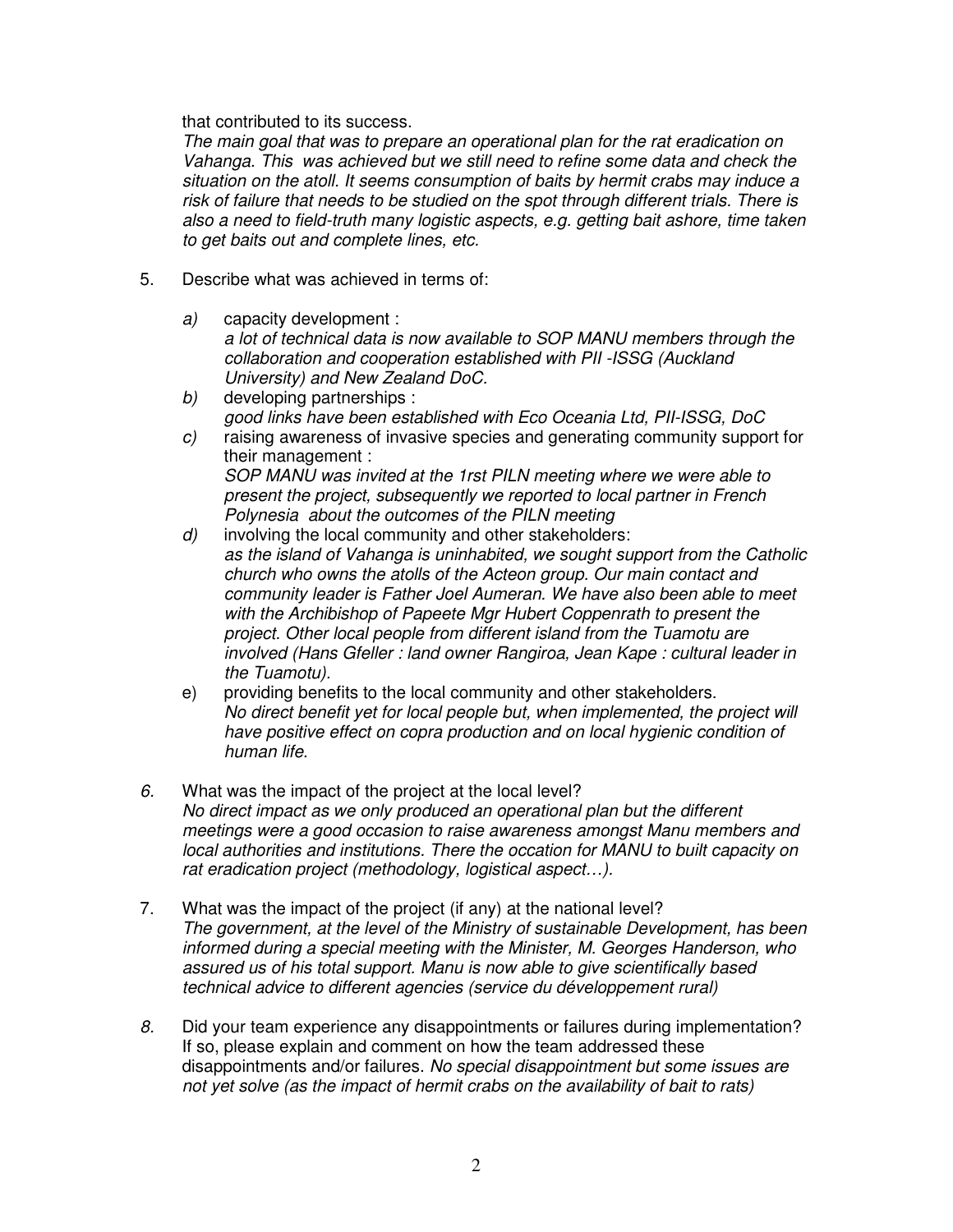that contributed to its success.

*The main goal that was to prepare an operational plan for the rat eradication on Vahanga. This was achieved but we still need to refine some data and check the situation on the atoll. It seems consumption of baits by hermit crabs may induce a risk of failure that needs to be studied on the spot through different trials. There is also a need to field-truth many logistic aspects, e.g. getting bait ashore, time taken to get baits out and complete lines, etc.*

5. Describe what was achieved in terms of:

   *a)* capacity development :
   *a lot of technical data is now available to SOP MANU members through the collaboration and cooperation established with PII -ISSG (Auckland University) and New Zealand DoC.*

   *b)* developing partnerships :
   *good links have been established with Eco Oceania Ltd, PII-ISSG, DoC*

   *c)* raising awareness of invasive species and generating community support for their management :
   *SOP MANU was invited at the 1rst PILN meeting where we were able to present the project, subsequently we reported to local partner in French Polynesia about the outcomes of the PILN meeting*

   *d)* involving the local community and other stakeholders:
   *as the island of Vahanga is uninhabited, we sought support from the Catholic church who owns the atolls of the Acteon group. Our main contact and community leader is Father Joel Aumeran. We have also been able to meet with the Archibishop of Papeete Mgr Hubert Coppenrath to present the project. Other local people from different island from the Tuamotu are involved (Hans Gfeller : land owner Rangiroa, Jean Kape : cultural leader in the Tuamotu).*

   e) providing benefits to the local community and other stakeholders.
   *No direct benefit yet for local people but, when implemented, the project will have positive effect on copra production and on local hygienic condition of human life.*

*6.* What was the impact of the project at the local level?
*No direct impact as we only produced an operational plan but the different meetings were a good occasion to raise awareness amongst Manu members and local authorities and institutions. There the occation for MANU to built capacity on rat eradication project (methodology, logistical aspect…).*

7. What was the impact of the project (if any) at the national level?
*The government, at the level of the Ministry of sustainable Development, has been informed during a special meeting with the Minister, M. Georges Handerson, who assured us of his total support. Manu is now able to give scientifically based technical advice to different agencies (service du développement rural)*

*8.* Did your team experience any disappointments or failures during implementation? If so, please explain and comment on how the team addressed these disappointments and/or failures. *No special disappointment but some issues are not yet solve (as the impact of hermit crabs on the availability of bait to rats)*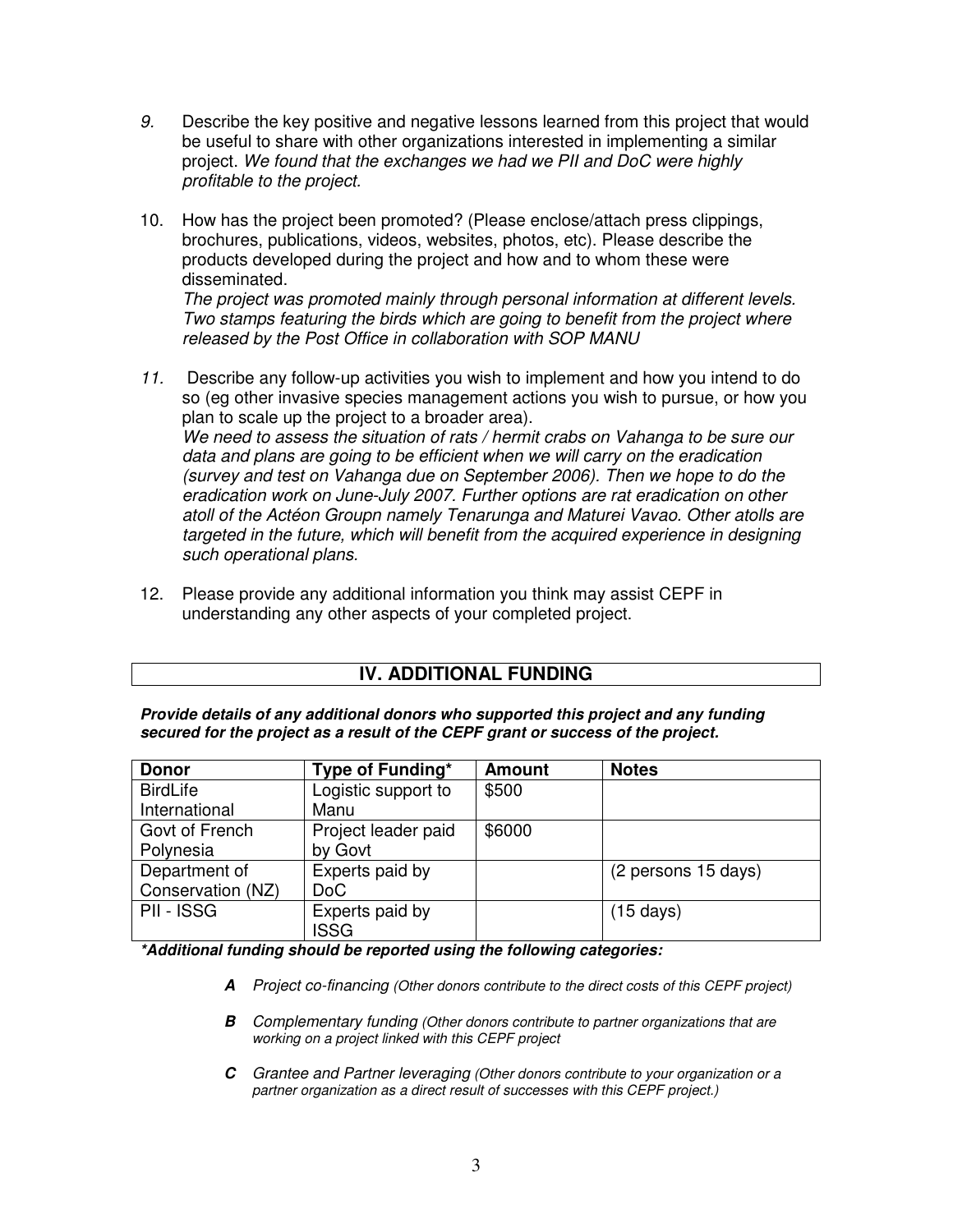9. Describe the key positive and negative lessons learned from this project that would be useful to share with other organizations interested in implementing a similar project. *We found that the exchanges we had we PII and DoC were highly profitable to the project.*

10. How has the project been promoted? (Please enclose/attach press clippings, brochures, publications, videos, websites, photos, etc). Please describe the products developed during the project and how and to whom these were disseminated.
*The project was promoted mainly through personal information at different levels. Two stamps featuring the birds which are going to benefit from the project where released by the Post Office in collaboration with SOP MANU*

11. Describe any follow-up activities you wish to implement and how you intend to do so (eg other invasive species management actions you wish to pursue, or how you plan to scale up the project to a broader area).
*We need to assess the situation of rats / hermit crabs on Vahanga to be sure our data and plans are going to be efficient when we will carry on the eradication (survey and test on Vahanga due on September 2006). Then we hope to do the eradication work on June-July 2007. Further options are rat eradication on other atoll of the Actéon Groupn namely Tenarunga and Maturei Vavao. Other atolls are targeted in the future, which will benefit from the acquired experience in designing such operational plans.*

12. Please provide any additional information you think may assist CEPF in understanding any other aspects of your completed project.

## IV. ADDITIONAL FUNDING

***Provide details of any additional donors who supported this project and any funding secured for the project as a result of the CEPF grant or success of the project.***

| Donor | Type of Funding* | Amount | Notes |
|---|---|---|---|
| BirdLife International | Logistic support to Manu | $500 | |
| Govt of French Polynesia | Project leader paid by Govt | $6000 | |
| Department of Conservation (NZ) | Experts paid by DoC | | (2 persons 15 days) |
| PII - ISSG | Experts paid by ISSG | | (15 days) |

***Additional funding should be reported using the following categories:***

- ***A*** *Project co-financing (Other donors contribute to the direct costs of this CEPF project)*
- ***B*** *Complementary funding (Other donors contribute to partner organizations that are working on a project linked with this CEPF project*
- ***C*** *Grantee and Partner leveraging (Other donors contribute to your organization or a partner organization as a direct result of successes with this CEPF project.)*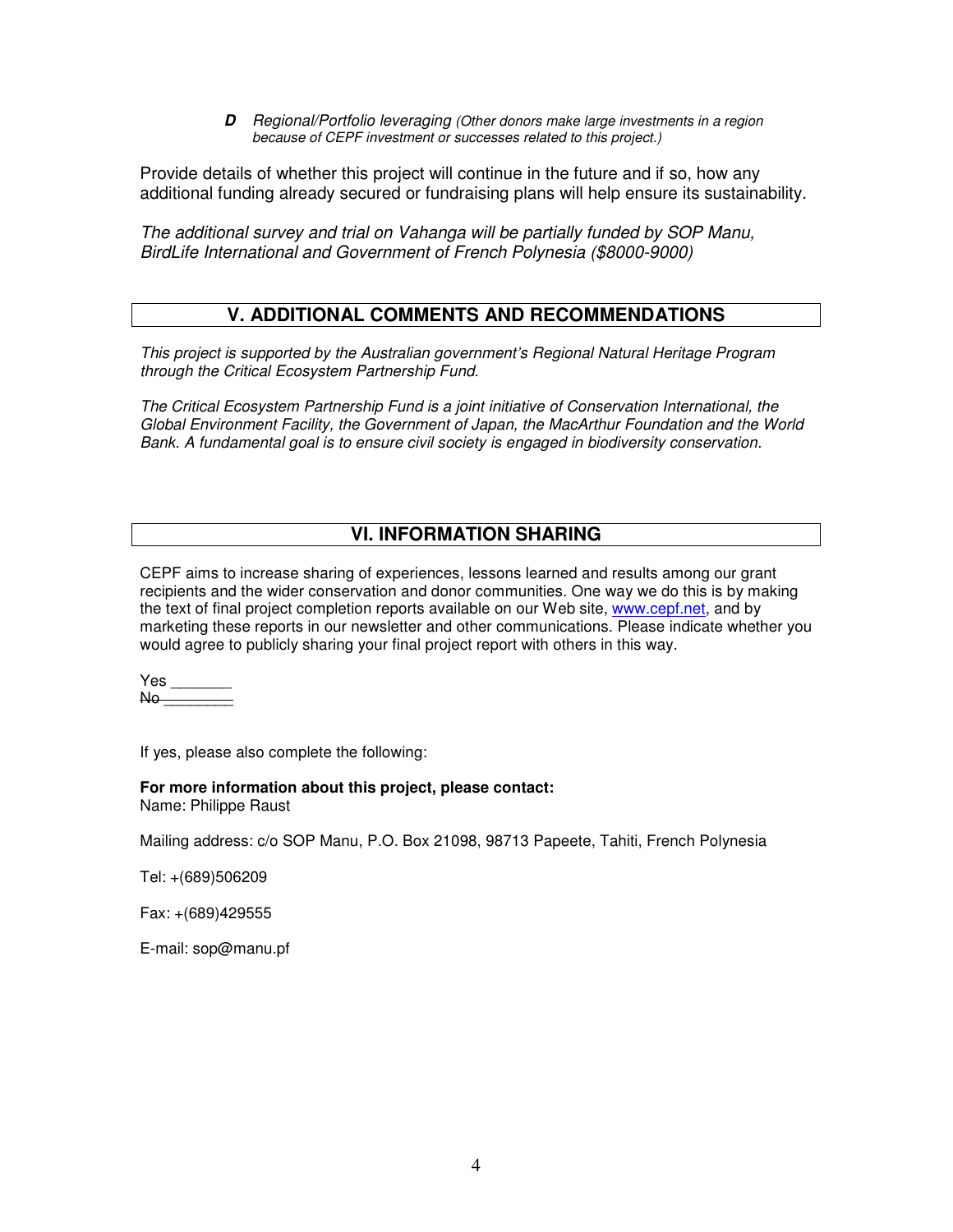***D*** *Regional/Portfolio leveraging (Other donors make large investments in a region because of CEPF investment or successes related to this project.)*

Provide details of whether this project will continue in the future and if so, how any additional funding already secured or fundraising plans will help ensure its sustainability.

*The additional survey and trial on Vahanga will be partially funded by SOP Manu, BirdLife International and Government of French Polynesia ($8000-9000)*

## V. ADDITIONAL COMMENTS AND RECOMMENDATIONS

*This project is supported by the Australian government's Regional Natural Heritage Program through the Critical Ecosystem Partnership Fund.*

*The Critical Ecosystem Partnership Fund is a joint initiative of Conservation International, the Global Environment Facility, the Government of Japan, the MacArthur Foundation and the World Bank. A fundamental goal is to ensure civil society is engaged in biodiversity conservation.*

## VI. INFORMATION SHARING

CEPF aims to increase sharing of experiences, lessons learned and results among our grant recipients and the wider conservation and donor communities. One way we do this is by making the text of final project completion reports available on our Web site, www.cepf.net, and by marketing these reports in our newsletter and other communications. Please indicate whether you would agree to publicly sharing your final project report with others in this way.

Yes _______
~~No ________~~

If yes, please also complete the following:

**For more information about this project, please contact:**
Name: Philippe Raust

Mailing address: c/o SOP Manu, P.O. Box 21098, 98713 Papeete, Tahiti, French Polynesia

Tel: +(689)506209

Fax: +(689)429555

E-mail: sop@manu.pf